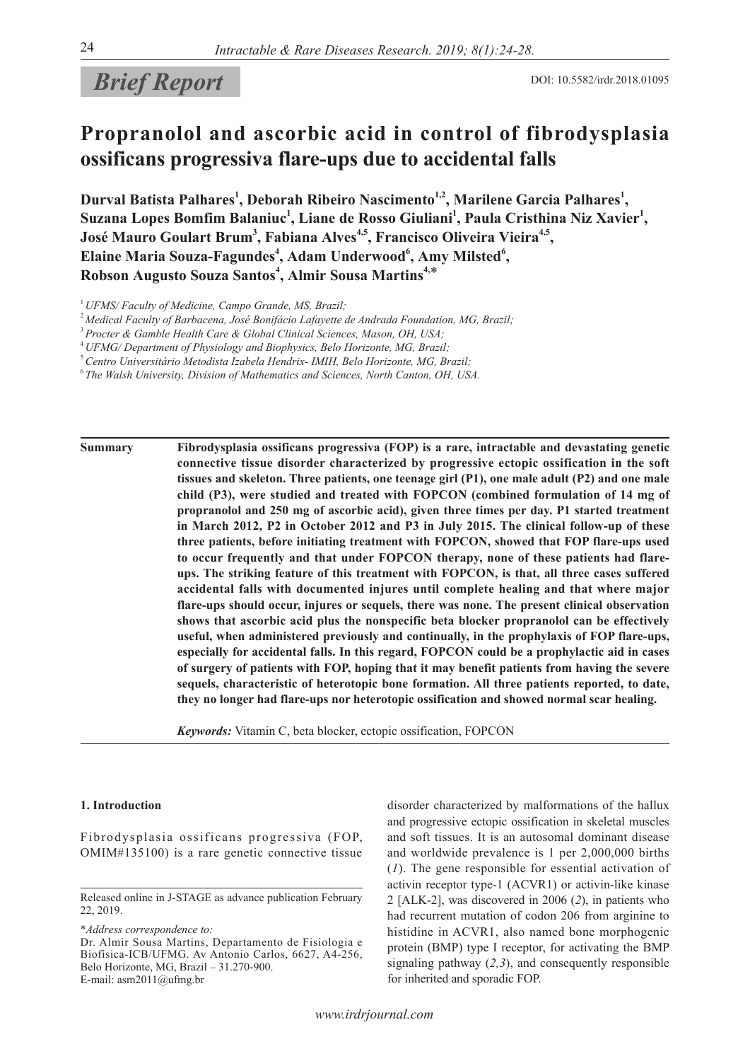*Brief Report*

DOI: 10.5582/irdr.2018.01095

# Propranolol and ascorbic acid in control of fibrodysplasia ossificans progressiva flare-ups due to accidental falls

**Durval Batista Palhares[1], Deborah Ribeiro Nascimento[1,2], Marilene Garcia Palhares[1], Suzana Lopes Bomfim Balaniuc[1], Liane de Rosso Giuliani[1], Paula Cristhina Niz Xavier[1], José Mauro Goulart Brum[3], Fabiana Alves[4,5], Francisco Oliveira Vieira[4,5], Elaine Maria Souza-Fagundes[4], Adam Underwood[6], Amy Milsted[6], Robson Augusto Souza Santos[4], Almir Sousa Martins[4,*]**

[1] UFMS/ Faculty of Medicine, Campo Grande, MS, Brazil;
[2] Medical Faculty of Barbacena, José Bonifácio Lafayette de Andrada Foundation, MG, Brazil;
[3] Procter & Gamble Health Care & Global Clinical Sciences, Mason, OH, USA;
[4] UFMG/ Department of Physiology and Biophysics, Belo Horizonte, MG, Brazil;
[5] Centro Universitário Metodista Izabela Hendrix- IMIH, Belo Horizonte, MG, Brazil;
[6] The Walsh University, Division of Mathematics and Sciences, North Canton, OH, USA.

**Summary** **Fibrodysplasia ossificans progressiva (FOP) is a rare, intractable and devastating genetic connective tissue disorder characterized by progressive ectopic ossification in the soft tissues and skeleton. Three patients, one teenage girl (P1), one male adult (P2) and one male child (P3), were studied and treated with FOPCON (combined formulation of 14 mg of propranolol and 250 mg of ascorbic acid), given three times per day. P1 started treatment in March 2012, P2 in October 2012 and P3 in July 2015. The clinical follow-up of these three patients, before initiating treatment with FOPCON, showed that FOP flare-ups used to occur frequently and that under FOPCON therapy, none of these patients had flare-ups. The striking feature of this treatment with FOPCON, is that, all three cases suffered accidental falls with documented injures until complete healing and that where major flare-ups should occur, injures or sequels, there was none. The present clinical observation shows that ascorbic acid plus the nonspecific beta blocker propranolol can be effectively useful, when administered previously and continually, in the prophylaxis of FOP flare-ups, especially for accidental falls. In this regard, FOPCON could be a prophylactic aid in cases of surgery of patients with FOP, hoping that it may benefit patients from having the severe sequels, characteristic of heterotopic bone formation. All three patients reported, to date, they no longer had flare-ups nor heterotopic ossification and showed normal scar healing.**

***Keywords:*** Vitamin C, beta blocker, ectopic ossification, FOPCON

## 1. Introduction

Fibrodysplasia ossificans progressiva (FOP, OMIM#135100) is a rare genetic connective tissue disorder characterized by malformations of the hallux and progressive ectopic ossification in skeletal muscles and soft tissues. It is an autosomal dominant disease and worldwide prevalence is 1 per 2,000,000 births (*1*). The gene responsible for essential activation of activin receptor type-1 (ACVR1) or activin-like kinase 2 [ALK-2], was discovered in 2006 (*2*), in patients who had recurrent mutation of codon 206 from arginine to histidine in ACVR1, also named bone morphogenic protein (BMP) type I receptor, for activating the BMP signaling pathway (*2,3*), and consequently responsible for inherited and sporadic FOP.

Released online in J-STAGE as advance publication February 22, 2019.

*Address correspondence to:
Dr. Almir Sousa Martins, Departamento de Fisiologia e Biofísica-ICB/UFMG. Av Antonio Carlos, 6627, A4-256, Belo Horizonte, MG, Brazil – 31.270-900.
E-mail: asm2011@ufmg.br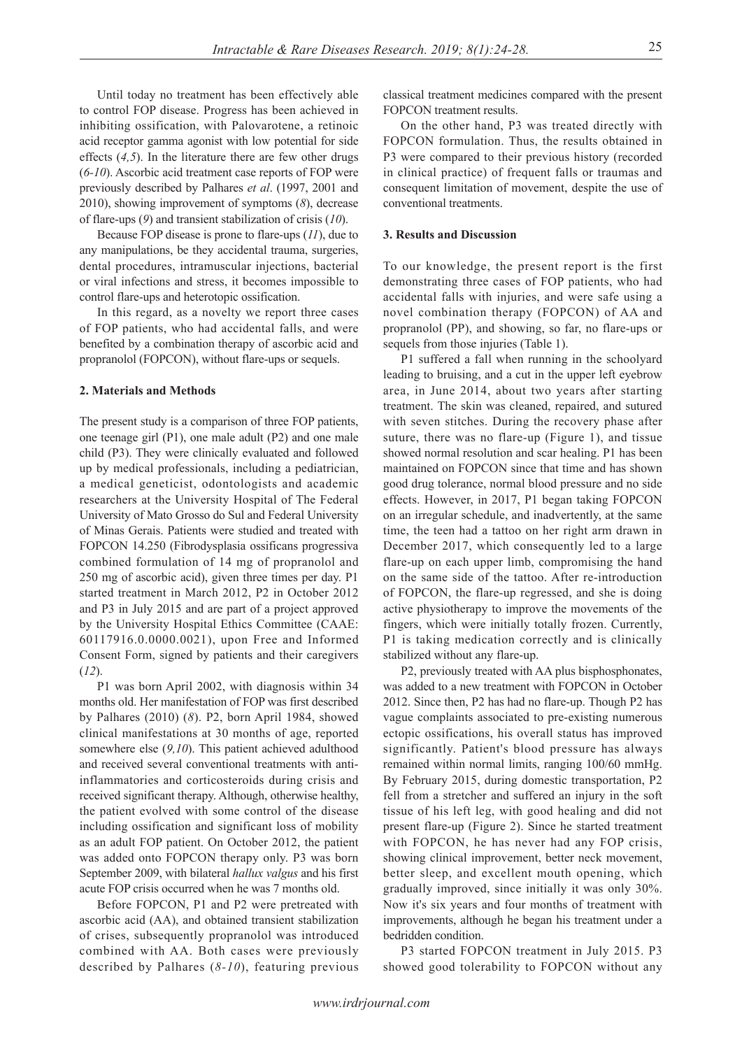Until today no treatment has been effectively able to control FOP disease. Progress has been achieved in inhibiting ossification, with Palovarotene, a retinoic acid receptor gamma agonist with low potential for side effects (*4,5*). In the literature there are few other drugs (*6-10*). Ascorbic acid treatment case reports of FOP were previously described by Palhares *et al*. (1997, 2001 and 2010), showing improvement of symptoms (*8*), decrease of flare-ups (*9*) and transient stabilization of crisis (*10*).

Because FOP disease is prone to flare-ups (*11*), due to any manipulations, be they accidental trauma, surgeries, dental procedures, intramuscular injections, bacterial or viral infections and stress, it becomes impossible to control flare-ups and heterotopic ossification.

In this regard, as a novelty we report three cases of FOP patients, who had accidental falls, and were benefited by a combination therapy of ascorbic acid and propranolol (FOPCON), without flare-ups or sequels.

## 2. Materials and Methods

The present study is a comparison of three FOP patients, one teenage girl (P1), one male adult (P2) and one male child (P3). They were clinically evaluated and followed up by medical professionals, including a pediatrician, a medical geneticist, odontologists and academic researchers at the University Hospital of The Federal University of Mato Grosso do Sul and Federal University of Minas Gerais. Patients were studied and treated with FOPCON 14.250 (Fibrodysplasia ossificans progressiva combined formulation of 14 mg of propranolol and 250 mg of ascorbic acid), given three times per day. P1 started treatment in March 2012, P2 in October 2012 and P3 in July 2015 and are part of a project approved by the University Hospital Ethics Committee (CAAE: 60117916.0.0000.0021), upon Free and Informed Consent Form, signed by patients and their caregivers (*12*).

P1 was born April 2002, with diagnosis within 34 months old. Her manifestation of FOP was first described by Palhares (2010) (*8*). P2, born April 1984, showed clinical manifestations at 30 months of age, reported somewhere else (*9,10*). This patient achieved adulthood and received several conventional treatments with anti-inflammatories and corticosteroids during crisis and received significant therapy. Although, otherwise healthy, the patient evolved with some control of the disease including ossification and significant loss of mobility as an adult FOP patient. On October 2012, the patient was added onto FOPCON therapy only. P3 was born September 2009, with bilateral *hallux valgus* and his first acute FOP crisis occurred when he was 7 months old.

Before FOPCON, P1 and P2 were pretreated with ascorbic acid (AA), and obtained transient stabilization of crises, subsequently propranolol was introduced combined with AA. Both cases were previously described by Palhares (*8-10*), featuring previous classical treatment medicines compared with the present FOPCON treatment results.

On the other hand, P3 was treated directly with FOPCON formulation. Thus, the results obtained in P3 were compared to their previous history (recorded in clinical practice) of frequent falls or traumas and consequent limitation of movement, despite the use of conventional treatments.

## 3. Results and Discussion

To our knowledge, the present report is the first demonstrating three cases of FOP patients, who had accidental falls with injuries, and were safe using a novel combination therapy (FOPCON) of AA and propranolol (PP), and showing, so far, no flare-ups or sequels from those injuries (Table 1).

P1 suffered a fall when running in the schoolyard leading to bruising, and a cut in the upper left eyebrow area, in June 2014, about two years after starting treatment. The skin was cleaned, repaired, and sutured with seven stitches. During the recovery phase after suture, there was no flare-up (Figure 1), and tissue showed normal resolution and scar healing. P1 has been maintained on FOPCON since that time and has shown good drug tolerance, normal blood pressure and no side effects. However, in 2017, P1 began taking FOPCON on an irregular schedule, and inadvertently, at the same time, the teen had a tattoo on her right arm drawn in December 2017, which consequently led to a large flare-up on each upper limb, compromising the hand on the same side of the tattoo. After re-introduction of FOPCON, the flare-up regressed, and she is doing active physiotherapy to improve the movements of the fingers, which were initially totally frozen. Currently, P1 is taking medication correctly and is clinically stabilized without any flare-up.

P2, previously treated with AA plus bisphosphonates, was added to a new treatment with FOPCON in October 2012. Since then, P2 has had no flare-up. Though P2 has vague complaints associated to pre-existing numerous ectopic ossifications, his overall status has improved significantly. Patient's blood pressure has always remained within normal limits, ranging 100/60 mmHg. By February 2015, during domestic transportation, P2 fell from a stretcher and suffered an injury in the soft tissue of his left leg, with good healing and did not present flare-up (Figure 2). Since he started treatment with FOPCON, he has never had any FOP crisis, showing clinical improvement, better neck movement, better sleep, and excellent mouth opening, which gradually improved, since initially it was only 30%. Now it's six years and four months of treatment with improvements, although he began his treatment under a bedridden condition.

P3 started FOPCON treatment in July 2015. P3 showed good tolerability to FOPCON without any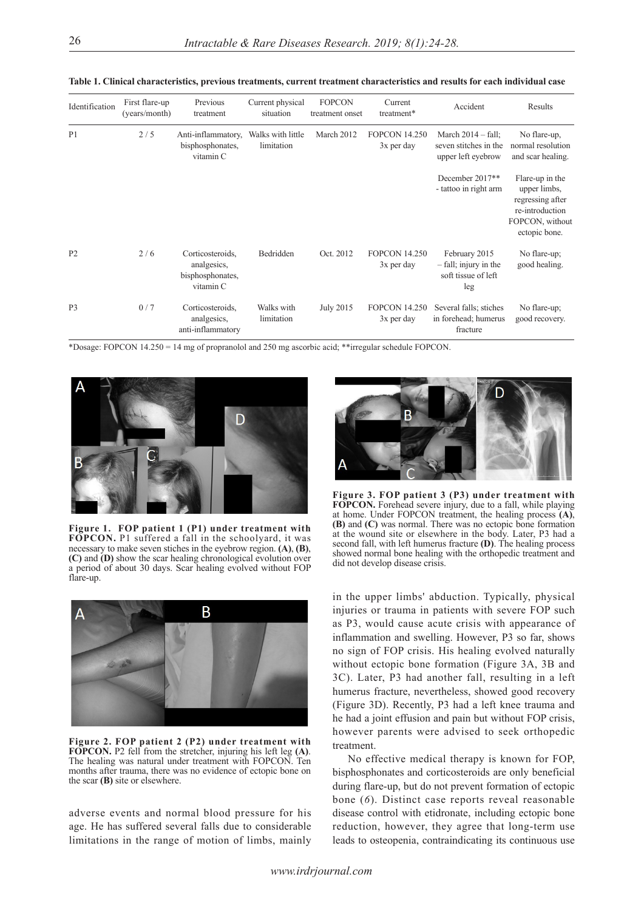**Table 1. Clinical characteristics, previous treatments, current treatment characteristics and results for each individual case**

| Identification | First flare-up (years/month) | Previous treatment | Current physical situation | FOPCON treatment onset | Current treatment* | Accident | Results |
|---|---|---|---|---|---|---|---|
| P1 | 2 / 5 | Anti-inflammatory, bisphosphonates, vitamin C | Walks with little limitation | March 2012 | FOPCON 14.250 3x per day | March 2014 – fall; seven stitches in the upper left eyebrow | No flare-up, normal resolution and scar healing. |
| | | | | | | December 2017** - tattoo in right arm | Flare-up in the upper limbs, regressing after re-introduction FOPCON, without ectopic bone. |
| P2 | 2 / 6 | Corticosteroids, analgesics, bisphosphonates, vitamin C | Bedridden | Oct. 2012 | FOPCON 14.250 3x per day | February 2015 – fall; injury in the soft tissue of left leg | No flare-up; good healing. |
| P3 | 0 / 7 | Corticosteroids, analgesics, anti-inflammatory | Walks with limitation | July 2015 | FOPCON 14.250 3x per day | Several falls; stiches in forehead; humerus fracture | No flare-up; good recovery. |

*Dosage: FOPCON 14.250 = 14 mg of propranolol and 250 mg ascorbic acid; **irregular schedule FOPCON.

**Figure 1. FOP patient 1 (P1) under treatment with FOPCON.** P1 suffered a fall in the schoolyard, it was necessary to make seven stiches in the eyebrow region. **(A)**, **(B)**, **(C)** and **(D)** show the scar healing chronological evolution over a period of about 30 days. Scar healing evolved without FOP flare-up.

**Figure 2. FOP patient 2 (P2) under treatment with FOPCON.** P2 fell from the stretcher, injuring his left leg **(A)**. The healing was natural under treatment with FOPCON. Ten months after trauma, there was no evidence of ectopic bone on the scar **(B)** site or elsewhere.

adverse events and normal blood pressure for his age. He has suffered several falls due to considerable limitations in the range of motion of limbs, mainly in the upper limbs' abduction. Typically, physical injuries or trauma in patients with severe FOP such as P3, would cause acute crisis with appearance of inflammation and swelling. However, P3 so far, shows no sign of FOP crisis. His healing evolved naturally without ectopic bone formation (Figure 3A, 3B and 3C). Later, P3 had another fall, resulting in a left humerus fracture, nevertheless, showed good recovery (Figure 3D). Recently, P3 had a left knee trauma and he had a joint effusion and pain but without FOP crisis, however parents were advised to seek orthopedic treatment.

**Figure 3. FOP patient 3 (P3) under treatment with FOPCON.** Forehead severe injury, due to a fall, while playing at home. Under FOPCON treatment, the healing process **(A)**, **(B)** and **(C)** was normal. There was no ectopic bone formation at the wound site or elsewhere in the body. Later, P3 had a second fall, with left humerus fracture **(D)**. The healing process showed normal bone healing with the orthopedic treatment and did not develop disease crisis.

No effective medical therapy is known for FOP, bisphosphonates and corticosteroids are only beneficial during flare-up, but do not prevent formation of ectopic bone (*6*). Distinct case reports reveal reasonable disease control with etidronate, including ectopic bone reduction, however, they agree that long-term use leads to osteopenia, contraindicating its continuous use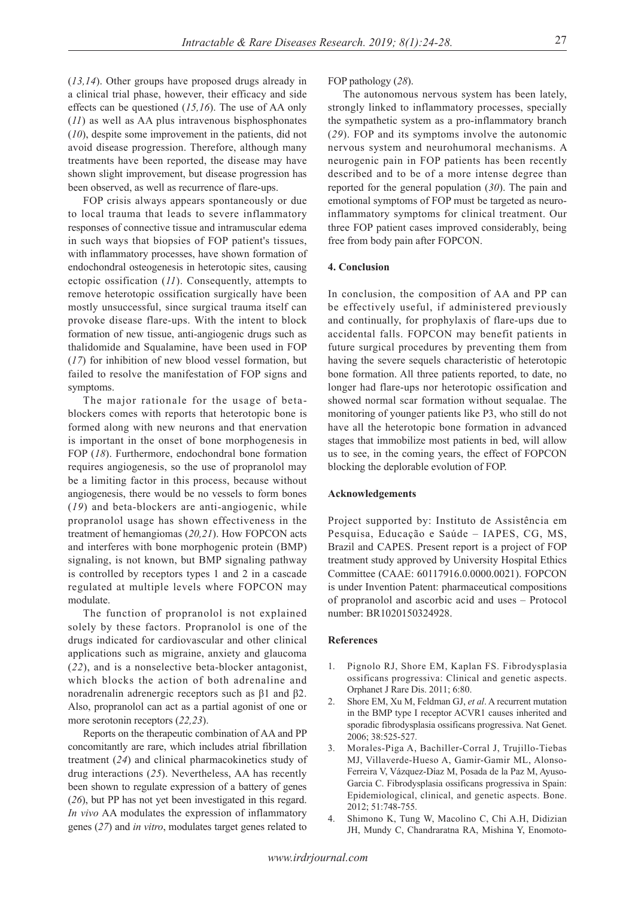(*13,14*). Other groups have proposed drugs already in a clinical trial phase, however, their efficacy and side effects can be questioned (*15,16*). The use of AA only (*11*) as well as AA plus intravenous bisphosphonates (*10*), despite some improvement in the patients, did not avoid disease progression. Therefore, although many treatments have been reported, the disease may have shown slight improvement, but disease progression has been observed, as well as recurrence of flare-ups.

FOP crisis always appears spontaneously or due to local trauma that leads to severe inflammatory responses of connective tissue and intramuscular edema in such ways that biopsies of FOP patient's tissues, with inflammatory processes, have shown formation of endochondral osteogenesis in heterotopic sites, causing ectopic ossification (*11*). Consequently, attempts to remove heterotopic ossification surgically have been mostly unsuccessful, since surgical trauma itself can provoke disease flare-ups. With the intent to block formation of new tissue, anti-angiogenic drugs such as thalidomide and Squalamine, have been used in FOP (*17*) for inhibition of new blood vessel formation, but failed to resolve the manifestation of FOP signs and symptoms.

The major rationale for the usage of beta-blockers comes with reports that heterotopic bone is formed along with new neurons and that enervation is important in the onset of bone morphogenesis in FOP (*18*). Furthermore, endochondral bone formation requires angiogenesis, so the use of propranolol may be a limiting factor in this process, because without angiogenesis, there would be no vessels to form bones (*19*) and beta-blockers are anti-angiogenic, while propranolol usage has shown effectiveness in the treatment of hemangiomas (*20,21*). How FOPCON acts and interferes with bone morphogenic protein (BMP) signaling, is not known, but BMP signaling pathway is controlled by receptors types 1 and 2 in a cascade regulated at multiple levels where FOPCON may modulate.

The function of propranolol is not explained solely by these factors. Propranolol is one of the drugs indicated for cardiovascular and other clinical applications such as migraine, anxiety and glaucoma (*22*), and is a nonselective beta-blocker antagonist, which blocks the action of both adrenaline and noradrenalin adrenergic receptors such as β1 and β2. Also, propranolol can act as a partial agonist of one or more serotonin receptors (*22,23*).

Reports on the therapeutic combination of AA and PP concomitantly are rare, which includes atrial fibrillation treatment (*24*) and clinical pharmacokinetics study of drug interactions (*25*). Nevertheless, AA has recently been shown to regulate expression of a battery of genes (*26*), but PP has not yet been investigated in this regard. *In vivo* AA modulates the expression of inflammatory genes (*27*) and *in vitro*, modulates target genes related to FOP pathology (*28*).

The autonomous nervous system has been lately, strongly linked to inflammatory processes, specially the sympathetic system as a pro-inflammatory branch (*29*). FOP and its symptoms involve the autonomic nervous system and neurohumoral mechanisms. A neurogenic pain in FOP patients has been recently described and to be of a more intense degree than reported for the general population (*30*). The pain and emotional symptoms of FOP must be targeted as neuro-inflammatory symptoms for clinical treatment. Our three FOP patient cases improved considerably, being free from body pain after FOPCON.

## 4. Conclusion

In conclusion, the composition of AA and PP can be effectively useful, if administered previously and continually, for prophylaxis of flare-ups due to accidental falls. FOPCON may benefit patients in future surgical procedures by preventing them from having the severe sequels characteristic of heterotopic bone formation. All three patients reported, to date, no longer had flare-ups nor heterotopic ossification and showed normal scar formation without sequalae. The monitoring of younger patients like P3, who still do not have all the heterotopic bone formation in advanced stages that immobilize most patients in bed, will allow us to see, in the coming years, the effect of FOPCON blocking the deplorable evolution of FOP.

## Acknowledgements

Project supported by: Instituto de Assistência em Pesquisa, Educação e Saúde – IAPES, CG, MS, Brazil and CAPES. Present report is a project of FOP treatment study approved by University Hospital Ethics Committee (CAAE: 60117916.0.0000.0021). FOPCON is under Invention Patent: pharmaceutical compositions of propranolol and ascorbic acid and uses – Protocol number: BR1020150324928.

## References

1. Pignolo RJ, Shore EM, Kaplan FS. Fibrodysplasia ossificans progressiva: Clinical and genetic aspects. Orphanet J Rare Dis. 2011; 6:80.
2. Shore EM, Xu M, Feldman GJ, *et al*. A recurrent mutation in the BMP type I receptor ACVR1 causes inherited and sporadic fibrodysplasia ossificans progressiva. Nat Genet. 2006; 38:525-527.
3. Morales-Piga A, Bachiller-Corral J, Trujillo-Tiebas MJ, Villaverde-Hueso A, Gamir-Gamir ML, Alonso-Ferreira V, Vázquez-Díaz M, Posada de la Paz M, Ayuso-Garcia C. Fibrodysplasia ossificans progressiva in Spain: Epidemiological, clinical, and genetic aspects. Bone. 2012; 51:748-755.
4. Shimono K, Tung W, Macolino C, Chi A.H, Didizian JH, Mundy C, Chandraratna RA, Mishina Y, Enomoto-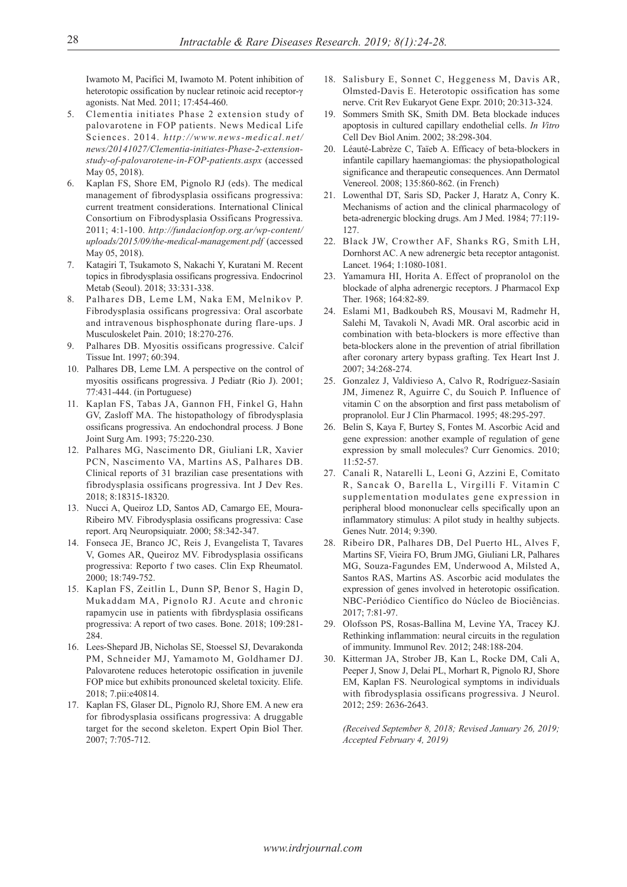Iwamoto M, Pacifici M, Iwamoto M. Potent inhibition of heterotopic ossification by nuclear retinoic acid receptor-γ agonists. Nat Med. 2011; 17:454-460.

5. Clementia initiates Phase 2 extension study of palovarotene in FOP patients. News Medical Life Sciences. 2014. *http://www.news-medical.net/news/20141027/Clementia-initiates-Phase-2-extension-study-of-palovarotene-in-FOP-patients.aspx* (accessed May 05, 2018).
6. Kaplan FS, Shore EM, Pignolo RJ (eds). The medical management of fibrodysplasia ossificans progressiva: current treatment considerations. International Clinical Consortium on Fibrodysplasia Ossificans Progressiva. 2011; 4:1-100. *http://fundacionfop.org.ar/wp-content/uploads/2015/09/the-medical-management.pdf* (accessed May 05, 2018).
7. Katagiri T, Tsukamoto S, Nakachi Y, Kuratani M. Recent topics in fibrodysplasia ossificans progressiva. Endocrinol Metab (Seoul). 2018; 33:331-338.
8. Palhares DB, Leme LM, Naka EM, Melnikov P. Fibrodysplasia ossificans progressiva: Oral ascorbate and intravenous bisphosphonate during flare-ups. J Musculoskelet Pain. 2010; 18:270-276.
9. Palhares DB. Myositis ossificans progressive. Calcif Tissue Int. 1997; 60:394.
10. Palhares DB, Leme LM. A perspective on the control of myositis ossificans progressiva. J Pediatr (Rio J). 2001; 77:431-444. (in Portuguese)
11. Kaplan FS, Tabas JA, Gannon FH, Finkel G, Hahn GV, Zasloff MA. The histopathology of fibrodysplasia ossificans progressiva. An endochondral process. J Bone Joint Surg Am. 1993; 75:220-230.
12. Palhares MG, Nascimento DR, Giuliani LR, Xavier PCN, Nascimento VA, Martins AS, Palhares DB. Clinical reports of 31 brazilian case presentations with fibrodysplasia ossificans progressiva. Int J Dev Res. 2018; 8:18315-18320.
13. Nucci A, Queiroz LD, Santos AD, Camargo EE, Moura-Ribeiro MV. Fibrodysplasia ossificans progressiva: Case report. Arq Neuropsiquiatr. 2000; 58:342-347.
14. Fonseca JE, Branco JC, Reis J, Evangelista T, Tavares V, Gomes AR, Queiroz MV. Fibrodysplasia ossificans progressiva: Reporto f two cases. Clin Exp Rheumatol. 2000; 18:749-752.
15. Kaplan FS, Zeitlin L, Dunn SP, Benor S, Hagin D, Mukaddam MA, Pignolo RJ. Acute and chronic rapamycin use in patients with fibrdysplasia ossificans progressiva: A report of two cases. Bone. 2018; 109:281-284.
16. Lees-Shepard JB, Nicholas SE, Stoessel SJ, Devarakonda PM, Schneider MJ, Yamamoto M, Goldhamer DJ. Palovarotene reduces heterotopic ossification in juvenile FOP mice but exhibits pronounced skeletal toxicity. Elife. 2018; 7.pii:e40814.
17. Kaplan FS, Glaser DL, Pignolo RJ, Shore EM. A new era for fibrodysplasia ossificans progressiva: A druggable target for the second skeleton. Expert Opin Biol Ther. 2007; 7:705-712.
18. Salisbury E, Sonnet C, Heggeness M, Davis AR, Olmsted-Davis E. Heterotopic ossification has some nerve. Crit Rev Eukaryot Gene Expr. 2010; 20:313-324.
19. Sommers Smith SK, Smith DM. Beta blockade induces apoptosis in cultured capillary endothelial cells. *In Vitro* Cell Dev Biol Anim. 2002; 38:298-304.
20. Léauté-Labrèze C, Taïeb A. Efficacy of beta-blockers in infantile capillary haemangiomas: the physiopathological significance and therapeutic consequences. Ann Dermatol Venereol. 2008; 135:860-862. (in French)
21. Lowenthal DT, Saris SD, Packer J, Haratz A, Conry K. Mechanisms of action and the clinical pharmacology of beta-adrenergic blocking drugs. Am J Med. 1984; 77:119-127.
22. Black JW, Crowther AF, Shanks RG, Smith LH, Dornhorst AC. A new adrenergic beta receptor antagonist. Lancet. 1964; 1:1080-1081.
23. Yamamura HI, Horita A. Effect of propranolol on the blockade of alpha adrenergic receptors. J Pharmacol Exp Ther. 1968; 164:82-89.
24. Eslami M1, Badkoubeh RS, Mousavi M, Radmehr H, Salehi M, Tavakoli N, Avadi MR. Oral ascorbic acid in combination with beta-blockers is more effective than beta-blockers alone in the prevention of atrial fibrillation after coronary artery bypass grafting. Tex Heart Inst J. 2007; 34:268-274.
25. Gonzalez J, Valdivieso A, Calvo R, Rodríguez-Sasiaín JM, Jimenez R, Aguirre C, du Souich P. Influence of vitamin C on the absorption and first pass metabolism of propranolol. Eur J Clin Pharmacol. 1995; 48:295-297.
26. Belin S, Kaya F, Burtey S, Fontes M. Ascorbic Acid and gene expression: another example of regulation of gene expression by small molecules? Curr Genomics. 2010; 11:52-57.
27. Canali R, Natarelli L, Leoni G, Azzini E, Comitato R, Sancak O, Barella L, Virgilli F. Vitamin C supplementation modulates gene expression in peripheral blood mononuclear cells specifically upon an inflammatory stimulus: A pilot study in healthy subjects. Genes Nutr. 2014; 9:390.
28. Ribeiro DR, Palhares DB, Del Puerto HL, Alves F, Martins SF, Vieira FO, Brum JMG, Giuliani LR, Palhares MG, Souza-Fagundes EM, Underwood A, Milsted A, Santos RAS, Martins AS. Ascorbic acid modulates the expression of genes involved in heterotopic ossification. NBC-Periódico Científico do Núcleo de Biociências. 2017; 7:81-97.
29. Olofsson PS, Rosas-Ballina M, Levine YA, Tracey KJ. Rethinking inflammation: neural circuits in the regulation of immunity. Immunol Rev. 2012; 248:188-204.
30. Kitterman JA, Strober JB, Kan L, Rocke DM, Cali A, Peeper J, Snow J, Delai PL, Morhart R, Pignolo RJ, Shore EM, Kaplan FS. Neurological symptoms in individuals with fibrodysplasia ossificans progressiva. J Neurol. 2012; 259: 2636-2643.

*(Received September 8, 2018; Revised January 26, 2019; Accepted February 4, 2019)*